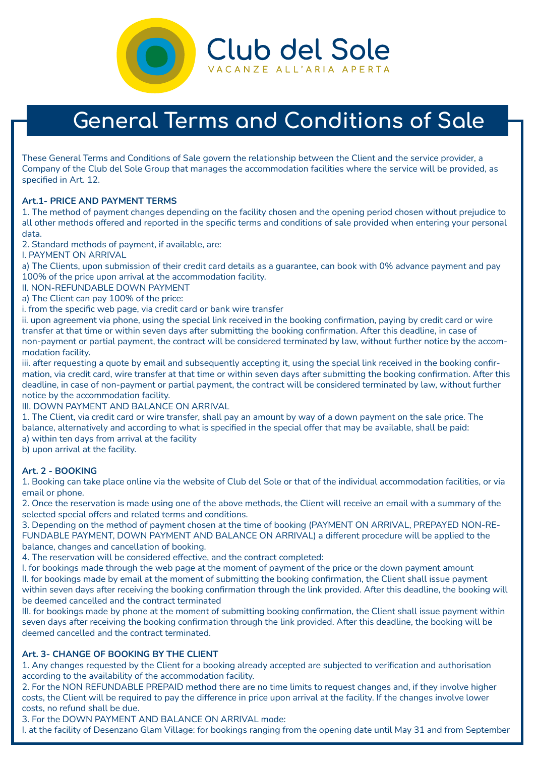# Club del Sole

VACANZE ALL'ARIA APERTA

## General Terms and Conditions of Sale

These General Terms and Conditions of Sale govern the relationship between the Client and the service provider, a Company of the Club del Sole Group that manages the accommodation facilities where the service will be provided, as specified in Art. 12.

### Art.1- PRICE AND PAYMENT TERMS

1. The method of payment changes depending on the facility chosen and the opening period chosen without prejudice to all other methods offered and reported in the specific terms and conditions of sale provided when entering your personal data.
2. Standard methods of payment, if available, are:

I. PAYMENT ON ARRIVAL

a) The Clients, upon submission of their credit card details as a guarantee, can book with 0% advance payment and pay 100% of the price upon arrival at the accommodation facility.

II. NON-REFUNDABLE DOWN PAYMENT

a) The Client can pay 100% of the price:

i. from the specific web page, via credit card or bank wire transfer

ii. upon agreement via phone, using the special link received in the booking confirmation, paying by credit card or wire transfer at that time or within seven days after submitting the booking confirmation. After this deadline, in case of non-payment or partial payment, the contract will be considered terminated by law, without further notice by the accommodation facility.

iii. after requesting a quote by email and subsequently accepting it, using the special link received in the booking confirmation, via credit card, wire transfer at that time or within seven days after submitting the booking confirmation. After this deadline, in case of non-payment or partial payment, the contract will be considered terminated by law, without further notice by the accommodation facility.

III. DOWN PAYMENT AND BALANCE ON ARRIVAL

1. The Client, via credit card or wire transfer, shall pay an amount by way of a down payment on the sale price. The balance, alternatively and according to what is specified in the special offer that may be available, shall be paid:

a) within ten days from arrival at the facility

b) upon arrival at the facility.

### Art. 2 - BOOKING

1. Booking can take place online via the website of Club del Sole or that of the individual accommodation facilities, or via email or phone.
2. Once the reservation is made using one of the above methods, the Client will receive an email with a summary of the selected special offers and related terms and conditions.
3. Depending on the method of payment chosen at the time of booking (PAYMENT ON ARRIVAL, PREPAYED NON-REFUNDABLE PAYMENT, DOWN PAYMENT AND BALANCE ON ARRIVAL) a different procedure will be applied to the balance, changes and cancellation of booking.
4. The reservation will be considered effective, and the contract completed:

I. for bookings made through the web page at the moment of payment of the price or the down payment amount

II. for bookings made by email at the moment of submitting the booking confirmation, the Client shall issue payment within seven days after receiving the booking confirmation through the link provided. After this deadline, the booking will be deemed cancelled and the contract terminated

III. for bookings made by phone at the moment of submitting booking confirmation, the Client shall issue payment within seven days after receiving the booking confirmation through the link provided. After this deadline, the booking will be deemed cancelled and the contract terminated.

### Art. 3- CHANGE OF BOOKING BY THE CLIENT

1. Any changes requested by the Client for a booking already accepted are subjected to verification and authorisation according to the availability of the accommodation facility.
2. For the NON REFUNDABLE PREPAID method there are no time limits to request changes and, if they involve higher costs, the Client will be required to pay the difference in price upon arrival at the facility. If the changes involve lower costs, no refund shall be due.
3. For the DOWN PAYMENT AND BALANCE ON ARRIVAL mode:

I. at the facility of Desenzano Glam Village: for bookings ranging from the opening date until May 31 and from September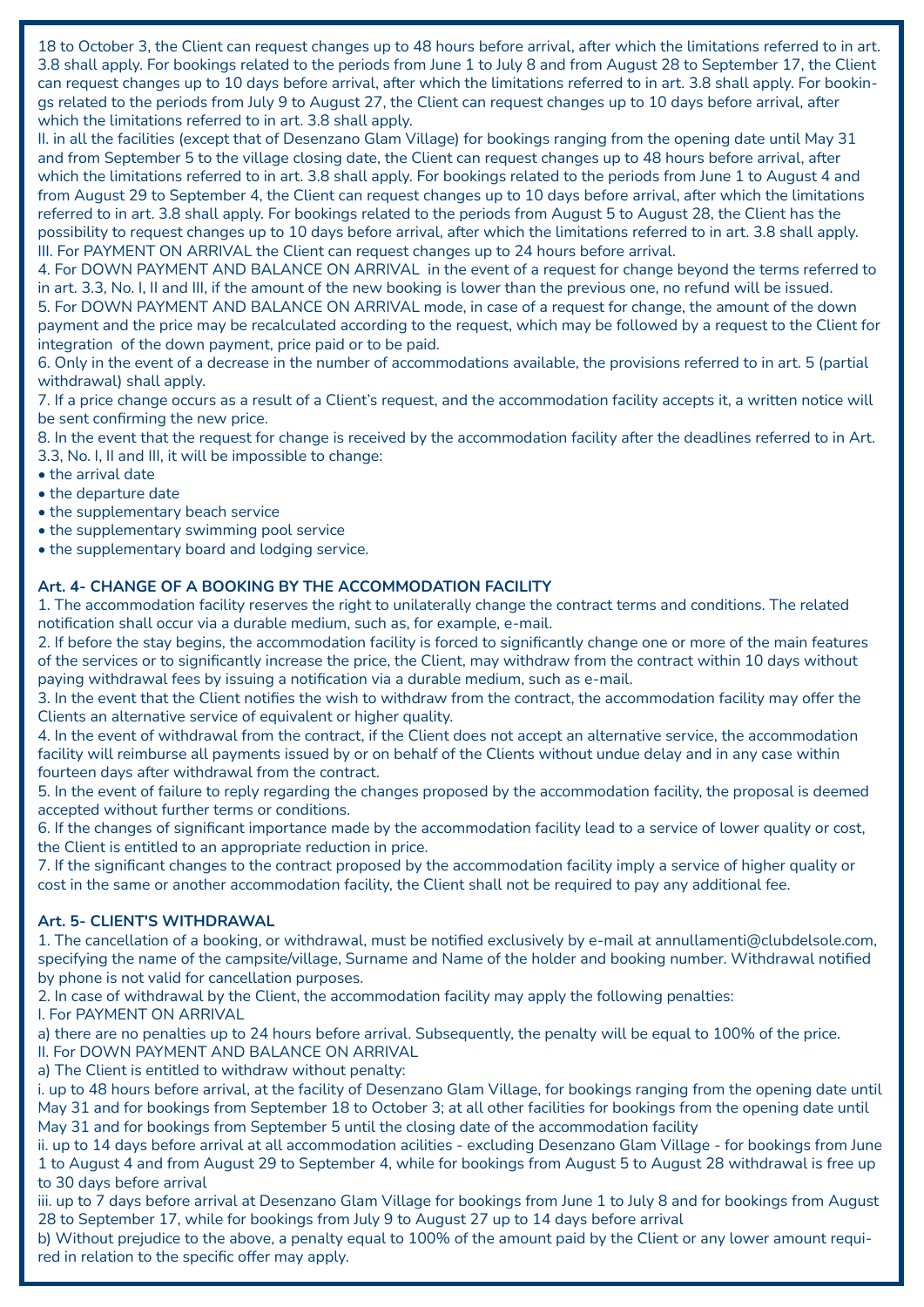18 to October 3, the Client can request changes up to 48 hours before arrival, after which the limitations referred to in art. 3.8 shall apply. For bookings related to the periods from June 1 to July 8 and from August 28 to September 17, the Client can request changes up to 10 days before arrival, after which the limitations referred to in art. 3.8 shall apply. For bookings related to the periods from July 9 to August 27, the Client can request changes up to 10 days before arrival, after which the limitations referred to in art. 3.8 shall apply.

II. in all the facilities (except that of Desenzano Glam Village) for bookings ranging from the opening date until May 31 and from September 5 to the village closing date, the Client can request changes up to 48 hours before arrival, after which the limitations referred to in art. 3.8 shall apply. For bookings related to the periods from June 1 to August 4 and from August 29 to September 4, the Client can request changes up to 10 days before arrival, after which the limitations referred to in art. 3.8 shall apply. For bookings related to the periods from August 5 to August 28, the Client has the possibility to request changes up to 10 days before arrival, after which the limitations referred to in art. 3.8 shall apply.

III. For PAYMENT ON ARRIVAL the Client can request changes up to 24 hours before arrival.

4. For DOWN PAYMENT AND BALANCE ON ARRIVAL in the event of a request for change beyond the terms referred to in art. 3.3, No. I, II and III, if the amount of the new booking is lower than the previous one, no refund will be issued.

5. For DOWN PAYMENT AND BALANCE ON ARRIVAL mode, in case of a request for change, the amount of the down payment and the price may be recalculated according to the request, which may be followed by a request to the Client for integration of the down payment, price paid or to be paid.

6. Only in the event of a decrease in the number of accommodations available, the provisions referred to in art. 5 (partial withdrawal) shall apply.

7. If a price change occurs as a result of a Client's request, and the accommodation facility accepts it, a written notice will be sent confirming the new price.

8. In the event that the request for change is received by the accommodation facility after the deadlines referred to in Art. 3.3, No. I, II and III, it will be impossible to change:

- the arrival date
- the departure date
- the supplementary beach service
- the supplementary swimming pool service
- the supplementary board and lodging service.

**Art. 4- CHANGE OF A BOOKING BY THE ACCOMMODATION FACILITY**

1. The accommodation facility reserves the right to unilaterally change the contract terms and conditions. The related notification shall occur via a durable medium, such as, for example, e-mail.
2. If before the stay begins, the accommodation facility is forced to significantly change one or more of the main features of the services or to significantly increase the price, the Client, may withdraw from the contract within 10 days without paying withdrawal fees by issuing a notification via a durable medium, such as e-mail.
3. In the event that the Client notifies the wish to withdraw from the contract, the accommodation facility may offer the Clients an alternative service of equivalent or higher quality.
4. In the event of withdrawal from the contract, if the Client does not accept an alternative service, the accommodation facility will reimburse all payments issued by or on behalf of the Clients without undue delay and in any case within fourteen days after withdrawal from the contract.
5. In the event of failure to reply regarding the changes proposed by the accommodation facility, the proposal is deemed accepted without further terms or conditions.
6. If the changes of significant importance made by the accommodation facility lead to a service of lower quality or cost, the Client is entitled to an appropriate reduction in price.
7. If the significant changes to the contract proposed by the accommodation facility imply a service of higher quality or cost in the same or another accommodation facility, the Client shall not be required to pay any additional fee.

**Art. 5- CLIENT'S WITHDRAWAL**

1. The cancellation of a booking, or withdrawal, must be notified exclusively by e-mail at annullamenti@clubdelsole.com, specifying the name of the campsite/village, Surname and Name of the holder and booking number. Withdrawal notified by phone is not valid for cancellation purposes.
2. In case of withdrawal by the Client, the accommodation facility may apply the following penalties:

I. For PAYMENT ON ARRIVAL

a) there are no penalties up to 24 hours before arrival. Subsequently, the penalty will be equal to 100% of the price.

II. For DOWN PAYMENT AND BALANCE ON ARRIVAL

a) The Client is entitled to withdraw without penalty:

i. up to 48 hours before arrival, at the facility of Desenzano Glam Village, for bookings ranging from the opening date until May 31 and for bookings from September 18 to October 3; at all other facilities for bookings from the opening date until May 31 and for bookings from September 5 until the closing date of the accommodation facility

ii. up to 14 days before arrival at all accommodation acilities - excluding Desenzano Glam Village - for bookings from June 1 to August 4 and from August 29 to September 4, while for bookings from August 5 to August 28 withdrawal is free up to 30 days before arrival

iii. up to 7 days before arrival at Desenzano Glam Village for bookings from June 1 to July 8 and for bookings from August 28 to September 17, while for bookings from July 9 to August 27 up to 14 days before arrival

b) Without prejudice to the above, a penalty equal to 100% of the amount paid by the Client or any lower amount required in relation to the specific offer may apply.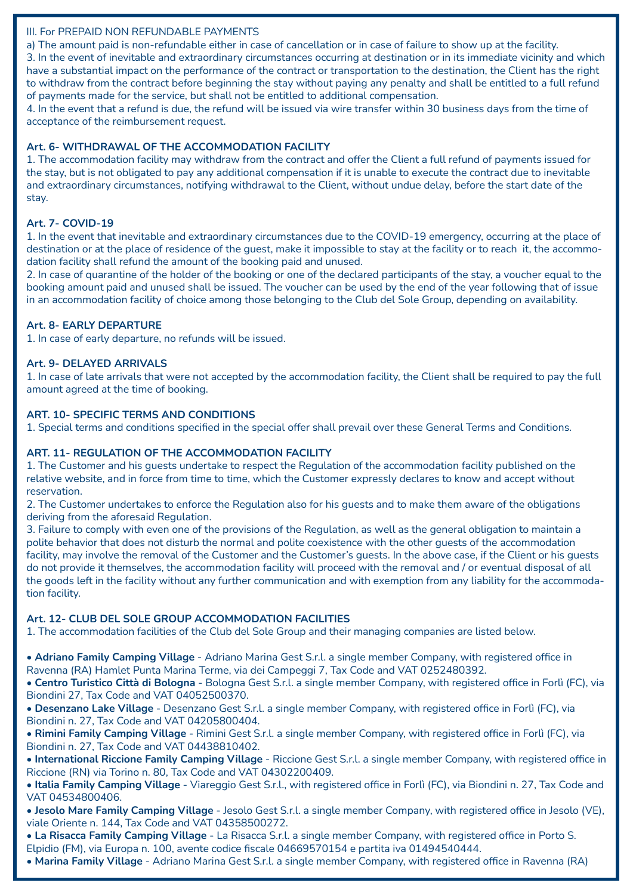III. For PREPAID NON REFUNDABLE PAYMENTS

a) The amount paid is non-refundable either in case of cancellation or in case of failure to show up at the facility.

3. In the event of inevitable and extraordinary circumstances occurring at destination or in its immediate vicinity and which have a substantial impact on the performance of the contract or transportation to the destination, the Client has the right to withdraw from the contract before beginning the stay without paying any penalty and shall be entitled to a full refund of payments made for the service, but shall not be entitled to additional compensation.

4. In the event that a refund is due, the refund will be issued via wire transfer within 30 business days from the time of acceptance of the reimbursement request.

**Art. 6- WITHDRAWAL OF THE ACCOMMODATION FACILITY**

1. The accommodation facility may withdraw from the contract and offer the Client a full refund of payments issued for the stay, but is not obligated to pay any additional compensation if it is unable to execute the contract due to inevitable and extraordinary circumstances, notifying withdrawal to the Client, without undue delay, before the start date of the stay.

**Art. 7- COVID-19**

1. In the event that inevitable and extraordinary circumstances due to the COVID-19 emergency, occurring at the place of destination or at the place of residence of the guest, make it impossible to stay at the facility or to reach it, the accommodation facility shall refund the amount of the booking paid and unused.

2. In case of quarantine of the holder of the booking or one of the declared participants of the stay, a voucher equal to the booking amount paid and unused shall be issued. The voucher can be used by the end of the year following that of issue in an accommodation facility of choice among those belonging to the Club del Sole Group, depending on availability.

**Art. 8- EARLY DEPARTURE**

1. In case of early departure, no refunds will be issued.

**Art. 9- DELAYED ARRIVALS**

1. In case of late arrivals that were not accepted by the accommodation facility, the Client shall be required to pay the full amount agreed at the time of booking.

**ART. 10- SPECIFIC TERMS AND CONDITIONS**

1. Special terms and conditions specified in the special offer shall prevail over these General Terms and Conditions.

**ART. 11- REGULATION OF THE ACCOMMODATION FACILITY**

1. The Customer and his guests undertake to respect the Regulation of the accommodation facility published on the relative website, and in force from time to time, which the Customer expressly declares to know and accept without reservation.

2. The Customer undertakes to enforce the Regulation also for his guests and to make them aware of the obligations deriving from the aforesaid Regulation.

3. Failure to comply with even one of the provisions of the Regulation, as well as the general obligation to maintain a polite behavior that does not disturb the normal and polite coexistence with the other guests of the accommodation facility, may involve the removal of the Customer and the Customer's guests. In the above case, if the Client or his guests do not provide it themselves, the accommodation facility will proceed with the removal and / or eventual disposal of all the goods left in the facility without any further communication and with exemption from any liability for the accommodation facility.

**Art. 12- CLUB DEL SOLE GROUP ACCOMMODATION FACILITIES**

1. The accommodation facilities of the Club del Sole Group and their managing companies are listed below.

- **Adriano Family Camping Village** - Adriano Marina Gest S.r.l. a single member Company, with registered office in Ravenna (RA) Hamlet Punta Marina Terme, via dei Campeggi 7, Tax Code and VAT 0252480392.
- **Centro Turistico Città di Bologna** - Bologna Gest S.r.l. a single member Company, with registered office in Forlì (FC), via Biondini 27, Tax Code and VAT 04052500370.
- **Desenzano Lake Village** - Desenzano Gest S.r.l. a single member Company, with registered office in Forlì (FC), via Biondini n. 27, Tax Code and VAT 04205800404.
- **Rimini Family Camping Village** - Rimini Gest S.r.l. a single member Company, with registered office in Forlì (FC), via Biondini n. 27, Tax Code and VAT 04438810402.
- **International Riccione Family Camping Village** - Riccione Gest S.r.l. a single member Company, with registered office in Riccione (RN) via Torino n. 80, Tax Code and VAT 04302200409.
- **Italia Family Camping Village** - Viareggio Gest S.r.l., with registered office in Forlì (FC), via Biondini n. 27, Tax Code and VAT 04534800406.
- **Jesolo Mare Family Camping Village** - Jesolo Gest S.r.l. a single member Company, with registered office in Jesolo (VE), viale Oriente n. 144, Tax Code and VAT 04358500272.
- **La Risacca Family Camping Village** - La Risacca S.r.l. a single member Company, with registered office in Porto S. Elpidio (FM), via Europa n. 100, avente codice fiscale 04669570154 e partita iva 01494540444.
- **Marina Family Village** - Adriano Marina Gest S.r.l. a single member Company, with registered office in Ravenna (RA)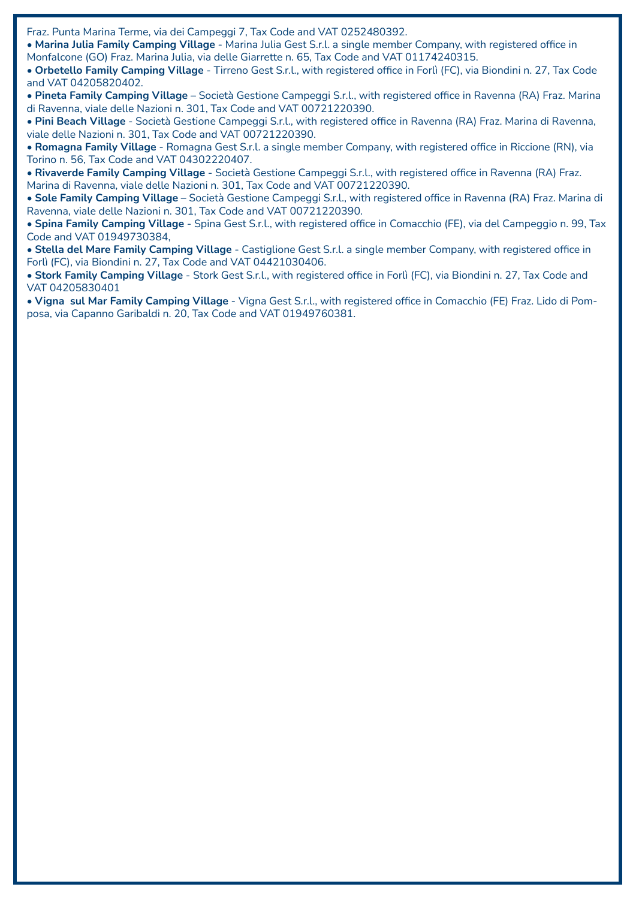Fraz. Punta Marina Terme, via dei Campeggi 7, Tax Code and VAT 0252480392.

- **Marina Julia Family Camping Village** - Marina Julia Gest S.r.l. a single member Company, with registered office in Monfalcone (GO) Fraz. Marina Julia, via delle Giarrette n. 65, Tax Code and VAT 01174240315.
- **Orbetello Family Camping Village** - Tirreno Gest S.r.l., with registered office in Forlì (FC), via Biondini n. 27, Tax Code and VAT 04205820402.
- **Pineta Family Camping Village** – Società Gestione Campeggi S.r.l., with registered office in Ravenna (RA) Fraz. Marina di Ravenna, viale delle Nazioni n. 301, Tax Code and VAT 00721220390.
- **Pini Beach Village** - Società Gestione Campeggi S.r.l., with registered office in Ravenna (RA) Fraz. Marina di Ravenna, viale delle Nazioni n. 301, Tax Code and VAT 00721220390.
- **Romagna Family Village** - Romagna Gest S.r.l. a single member Company, with registered office in Riccione (RN), via Torino n. 56, Tax Code and VAT 04302220407.
- **Rivaverde Family Camping Village** - Società Gestione Campeggi S.r.l., with registered office in Ravenna (RA) Fraz. Marina di Ravenna, viale delle Nazioni n. 301, Tax Code and VAT 00721220390.
- **Sole Family Camping Village** – Società Gestione Campeggi S.r.l., with registered office in Ravenna (RA) Fraz. Marina di Ravenna, viale delle Nazioni n. 301, Tax Code and VAT 00721220390.
- **Spina Family Camping Village** - Spina Gest S.r.l., with registered office in Comacchio (FE), via del Campeggio n. 99, Tax Code and VAT 01949730384,
- **Stella del Mare Family Camping Village** - Castiglione Gest S.r.l. a single member Company, with registered office in Forlì (FC), via Biondini n. 27, Tax Code and VAT 04421030406.
- **Stork Family Camping Village** - Stork Gest S.r.l., with registered office in Forlì (FC), via Biondini n. 27, Tax Code and VAT 04205830401
- **Vigna sul Mar Family Camping Village** - Vigna Gest S.r.l., with registered office in Comacchio (FE) Fraz. Lido di Pomposa, via Capanno Garibaldi n. 20, Tax Code and VAT 01949760381.